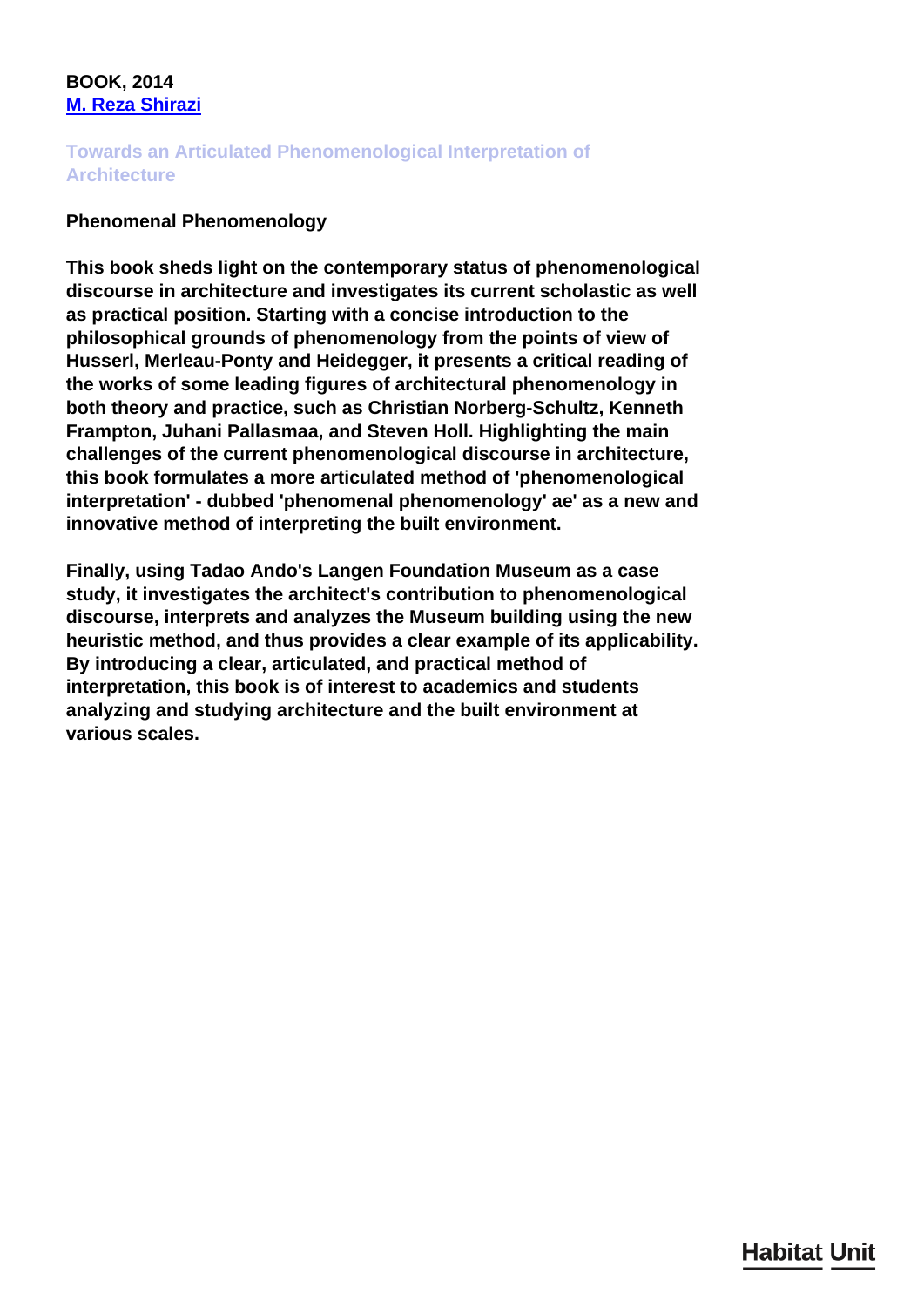**BOOK, 2014**
[M. Reza Shirazi]

## Towards an Articulated Phenomenological Interpretation of Architecture

**Phenomenal Phenomenology**

**This book sheds light on the contemporary status of phenomenological discourse in architecture and investigates its current scholastic as well as practical position. Starting with a concise introduction to the philosophical grounds of phenomenology from the points of view of Husserl, Merleau-Ponty and Heidegger, it presents a critical reading of the works of some leading figures of architectural phenomenology in both theory and practice, such as Christian Norberg-Schultz, Kenneth Frampton, Juhani Pallasmaa, and Steven Holl. Highlighting the main challenges of the current phenomenological discourse in architecture, this book formulates a more articulated method of 'phenomenological interpretation' - dubbed 'phenomenal phenomenology' ae' as a new and innovative method of interpreting the built environment.**

**Finally, using Tadao Ando's Langen Foundation Museum as a case study, it investigates the architect's contribution to phenomenological discourse, interprets and analyzes the Museum building using the new heuristic method, and thus provides a clear example of its applicability. By introducing a clear, articulated, and practical method of interpretation, this book is of interest to academics and students analyzing and studying architecture and the built environment at various scales.**

Habitat Unit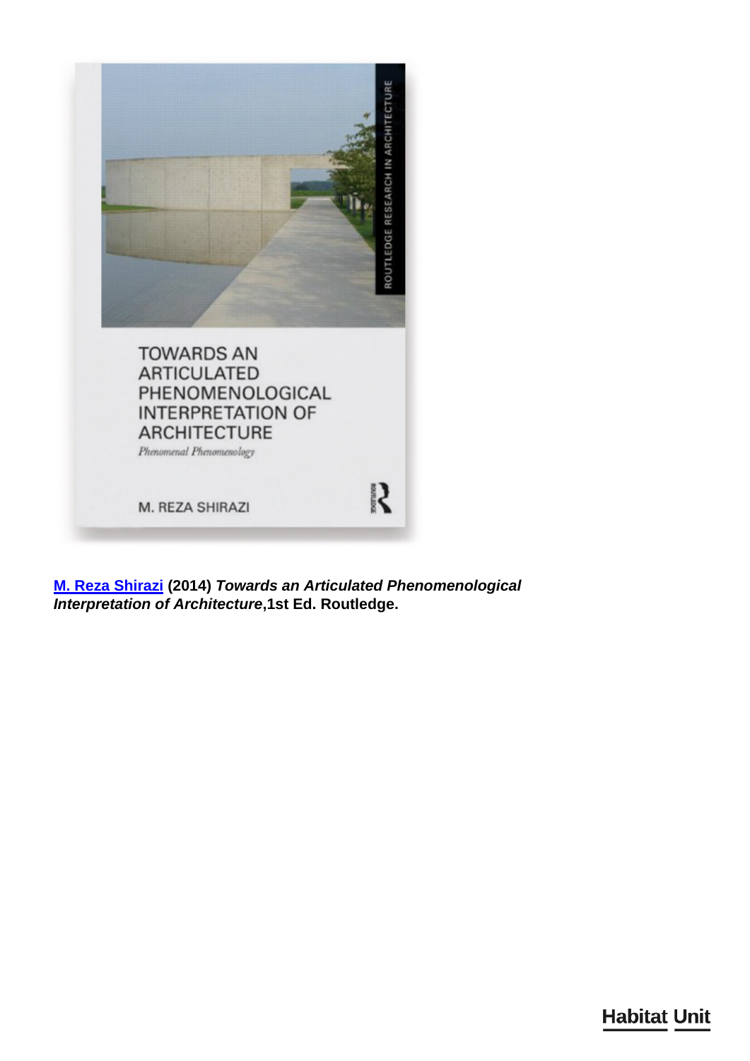**M. Reza Shirazi (2014)** ***Towards an Articulated Phenomenological Interpretation of Architecture*****,1st Ed. Routledge.**